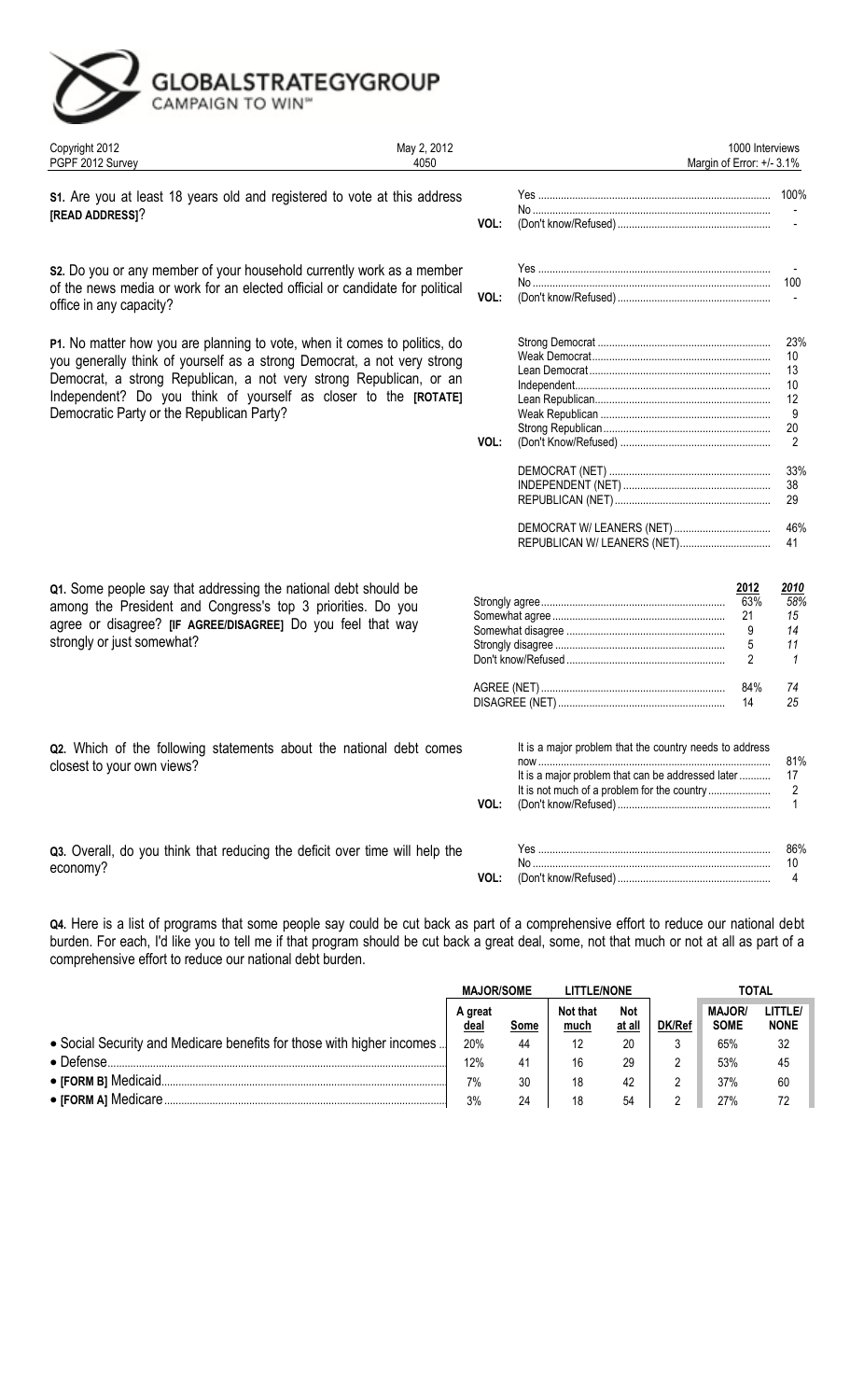GLOBALSTRATEGYGROUP
CAMPAIGN TO WIN℠

| Copyright 2012 | May 2, 2012 | 1000 Interviews |
|---|---|---|
| PGPF 2012 Survey | 4050 | Margin of Error: +/- 3.1% |

**S1.** Are you at least 18 years old and registered to vote at this address **[READ ADDRESS]**?

| | | |
|---|---|---|
| | Yes | 100% |
| | No | - |
| VOL: | (Don't know/Refused) | - |

**S2.** Do you or any member of your household currently work as a member of the news media or work for an elected official or candidate for political office in any capacity?

| | | |
|---|---|---|
| | Yes | - |
| | No | 100 |
| VOL: | (Don't know/Refused) | - |

**P1.** No matter how you are planning to vote, when it comes to politics, do you generally think of yourself as a strong Democrat, a not very strong Democrat, a strong Republican, a not very strong Republican, or an Independent? Do you think of yourself as closer to the **[ROTATE]** Democratic Party or the Republican Party?

| | | |
|---|---|---|
| | Strong Democrat | 23% |
| | Weak Democrat | 10 |
| | Lean Democrat | 13 |
| | Independent | 10 |
| | Lean Republican | 12 |
| | Weak Republican | 9 |
| | Strong Republican | 20 |
| VOL: | (Don't Know/Refused) | 2 |
| | DEMOCRAT (NET) | 33% |
| | INDEPENDENT (NET) | 38 |
| | REPUBLICAN (NET) | 29 |
| | DEMOCRAT W/ LEANERS (NET) | 46% |
| | REPUBLICAN W/ LEANERS (NET) | 41 |

**Q1.** Some people say that addressing the national debt should be among the President and Congress's top 3 priorities. Do you agree or disagree? **[IF AGREE/DISAGREE]** Do you feel that way strongly or just somewhat?

| | 2012 | *2010* |
|---|---|---|
| Strongly agree | 63% | *58%* |
| Somewhat agree | 21 | *15* |
| Somewhat disagree | 9 | *14* |
| Strongly disagree | 5 | *11* |
| Don't know/Refused | 2 | *1* |
| AGREE (NET) | 84% | *74* |
| DISAGREE (NET) | 14 | *25* |

**Q2.** Which of the following statements about the national debt comes closest to your own views?

| | | |
|---|---|---|
| | It is a major problem that the country needs to address now | 81% |
| | It is a major problem that can be addressed later | 17 |
| | It is not much of a problem for the country | 2 |
| VOL: | (Don't know/Refused) | 1 |

**Q3.** Overall, do you think that reducing the deficit over time will help the economy?

| | | |
|---|---|---|
| | Yes | 86% |
| | No | 10 |
| VOL: | (Don't know/Refused) | 4 |

**Q4.** Here is a list of programs that some people say could be cut back as part of a comprehensive effort to reduce our national debt burden. For each, I'd like you to tell me if that program should be cut back a great deal, some, not that much or not at all as part of a comprehensive effort to reduce our national debt burden.

| | MAJOR/SOME | | LITTLE/NONE | | | TOTAL | |
|---|---|---|---|---|---|---|---|
| | A great deal | Some | Not that much | Not at all | DK/Ref | MAJOR/ SOME | LITTLE/ NONE |
| • Social Security and Medicare benefits for those with higher incomes | 20% | 44 | 12 | 20 | 3 | 65% | 32 |
| • Defense | 12% | 41 | 16 | 29 | 2 | 53% | 45 |
| • **[FORM B]** Medicaid | 7% | 30 | 18 | 42 | 2 | 37% | 60 |
| • **[FORM A]** Medicare | 3% | 24 | 18 | 54 | 2 | 27% | 72 |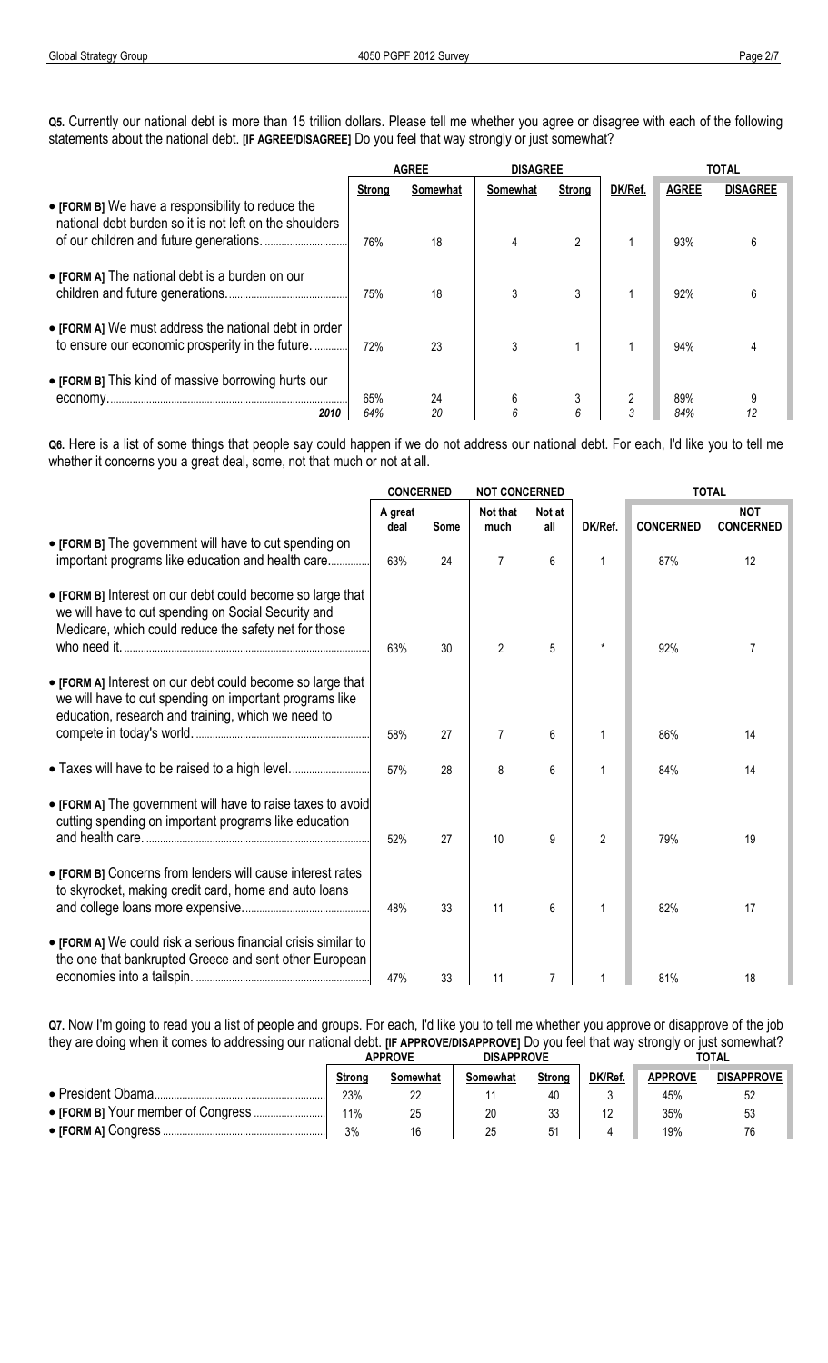**Q5.** Currently our national debt is more than 15 trillion dollars. Please tell me whether you agree or disagree with each of the following statements about the national debt. **[IF AGREE/DISAGREE]** Do you feel that way strongly or just somewhat?

| | AGREE | | DISAGREE | | | TOTAL | |
|---|---|---|---|---|---|---|---|
| | Strong | Somewhat | Somewhat | Strong | DK/Ref. | AGREE | DISAGREE |
| • **[FORM B]** We have a responsibility to reduce the national debt burden so it is not left on the shoulders of our children and future generations. | 76% | 18 | 4 | 2 | 1 | 93% | 6 |
| • **[FORM A]** The national debt is a burden on our children and future generations. | 75% | 18 | 3 | 3 | 1 | 92% | 6 |
| • **[FORM A]** We must address the national debt in order to ensure our economic prosperity in the future. | 72% | 23 | 3 | 1 | 1 | 94% | 4 |
| • **[FORM B]** This kind of massive borrowing hurts our economy. | 65% | 24 | 6 | 3 | 2 | 89% | 9 |
| *2010* | *64%* | *20* | *6* | *6* | *3* | *84%* | *12* |

**Q6.** Here is a list of some things that people say could happen if we do not address our national debt. For each, I'd like you to tell me whether it concerns you a great deal, some, not that much or not at all.

| | CONCERNED | | NOT CONCERNED | | | TOTAL | |
|---|---|---|---|---|---|---|---|
| | A great deal | Some | Not that much | Not at all | DK/Ref. | CONCERNED | NOT CONCERNED |
| • **[FORM B]** The government will have to cut spending on important programs like education and health care. | 63% | 24 | 7 | 6 | 1 | 87% | 12 |
| • **[FORM B]** Interest on our debt could become so large that we will have to cut spending on Social Security and Medicare, which could reduce the safety net for those who need it. | 63% | 30 | 2 | 5 | * | 92% | 7 |
| • **[FORM A]** Interest on our debt could become so large that we will have to cut spending on important programs like education, research and training, which we need to compete in today's world. | 58% | 27 | 7 | 6 | 1 | 86% | 14 |
| • Taxes will have to be raised to a high level. | 57% | 28 | 8 | 6 | 1 | 84% | 14 |
| • **[FORM A]** The government will have to raise taxes to avoid cutting spending on important programs like education and health care. | 52% | 27 | 10 | 9 | 2 | 79% | 19 |
| • **[FORM B]** Concerns from lenders will cause interest rates to skyrocket, making credit card, home and auto loans and college loans more expensive. | 48% | 33 | 11 | 6 | 1 | 82% | 17 |
| • **[FORM A]** We could risk a serious financial crisis similar to the one that bankrupted Greece and sent other European economies into a tailspin. | 47% | 33 | 11 | 7 | 1 | 81% | 18 |

**Q7.** Now I'm going to read you a list of people and groups. For each, I'd like you to tell me whether you approve or disapprove of the job they are doing when it comes to addressing our national debt. **[IF APPROVE/DISAPPROVE]** Do you feel that way strongly or just somewhat?

| | APPROVE | | DISAPPROVE | | | TOTAL | |
|---|---|---|---|---|---|---|---|
| | Strong | Somewhat | Somewhat | Strong | DK/Ref. | APPROVE | DISAPPROVE |
| • President Obama | 23% | 22 | 11 | 40 | 3 | 45% | 52 |
| • **[FORM B]** Your member of Congress | 11% | 25 | 20 | 33 | 12 | 35% | 53 |
| • **[FORM A]** Congress | 3% | 16 | 25 | 51 | 4 | 19% | 76 |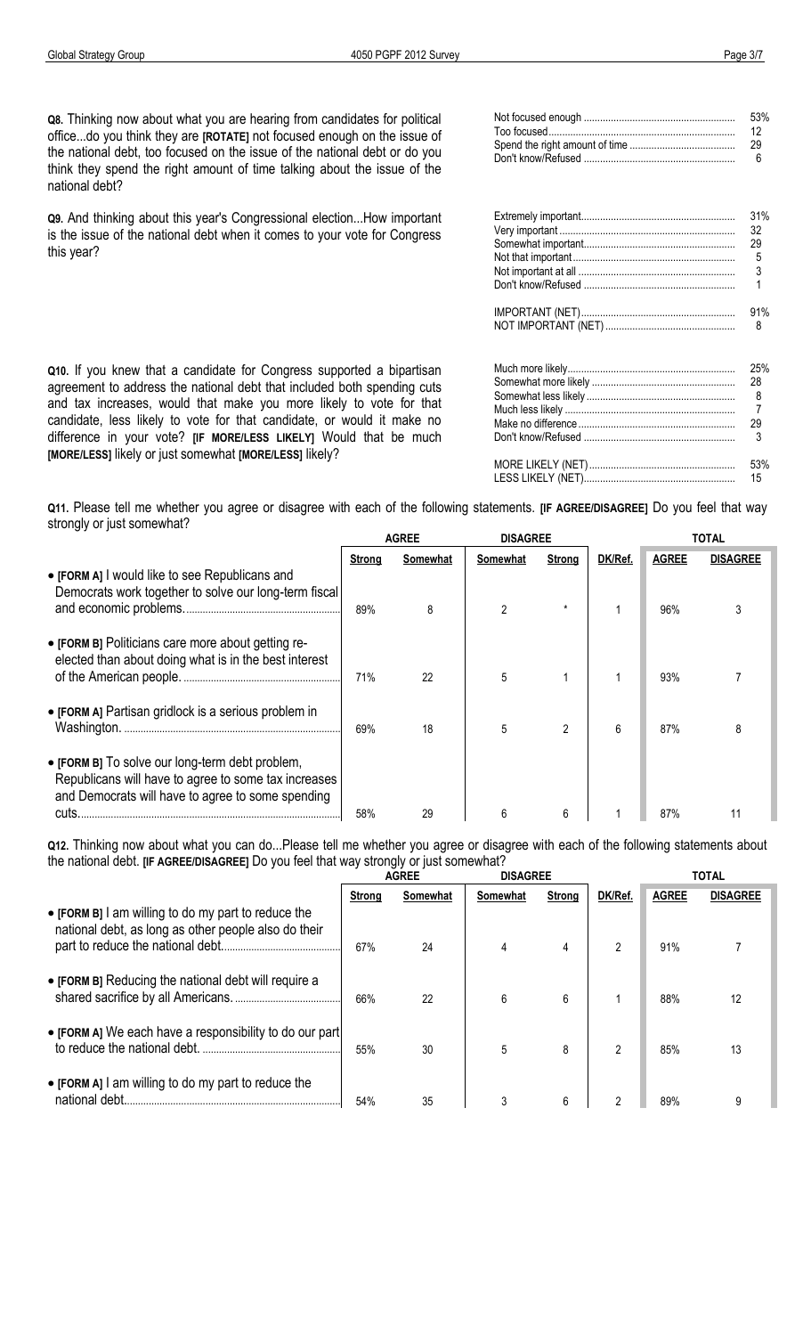**Q8.** Thinking now about what you are hearing from candidates for political office...do you think they are **[ROTATE]** not focused enough on the issue of the national debt, too focused on the issue of the national debt or do you think they spend the right amount of time talking about the issue of the national debt?

| | |
|---|---|
| Not focused enough | 53% |
| Too focused | 12 |
| Spend the right amount of time | 29 |
| Don't know/Refused | 6 |

**Q9.** And thinking about this year's Congressional election...How important is the issue of the national debt when it comes to your vote for Congress this year?

| | |
|---|---|
| Extremely important | 31% |
| Very important | 32 |
| Somewhat important | 29 |
| Not that important | 5 |
| Not important at all | 3 |
| Don't know/Refused | 1 |
| IMPORTANT (NET) | 91% |
| NOT IMPORTANT (NET) | 8 |

**Q10.** If you knew that a candidate for Congress supported a bipartisan agreement to address the national debt that included both spending cuts and tax increases, would that make you more likely to vote for that candidate, less likely to vote for that candidate, or would it make no difference in your vote? **[IF MORE/LESS LIKELY]** Would that be much **[MORE/LESS]** likely or just somewhat **[MORE/LESS]** likely?

| | |
|---|---|
| Much more likely | 25% |
| Somewhat more likely | 28 |
| Somewhat less likely | 8 |
| Much less likely | 7 |
| Make no difference | 29 |
| Don't know/Refused | 3 |
| MORE LIKELY (NET) | 53% |
| LESS LIKELY (NET) | 15 |

**Q11.** Please tell me whether you agree or disagree with each of the following statements. **[IF AGREE/DISAGREE]** Do you feel that way strongly or just somewhat?

| | AGREE | | DISAGREE | | | TOTAL | |
|---|---|---|---|---|---|---|---|
| | Strong | Somewhat | Somewhat | Strong | DK/Ref. | AGREE | DISAGREE |
| • **[FORM A]** I would like to see Republicans and Democrats work together to solve our long-term fiscal and economic problems. | 89% | 8 | 2 | * | 1 | 96% | 3 |
| • **[FORM B]** Politicians care more about getting re-elected than about doing what is in the best interest of the American people. | 71% | 22 | 5 | 1 | 1 | 93% | 7 |
| • **[FORM A]** Partisan gridlock is a serious problem in Washington. | 69% | 18 | 5 | 2 | 6 | 87% | 8 |
| • **[FORM B]** To solve our long-term debt problem, Republicans will have to agree to some tax increases and Democrats will have to agree to some spending cuts. | 58% | 29 | 6 | 6 | 1 | 87% | 11 |

**Q12.** Thinking now about what you can do...Please tell me whether you agree or disagree with each of the following statements about the national debt. **[IF AGREE/DISAGREE]** Do you feel that way strongly or just somewhat?

| | AGREE | | DISAGREE | | | TOTAL | |
|---|---|---|---|---|---|---|---|
| | Strong | Somewhat | Somewhat | Strong | DK/Ref. | AGREE | DISAGREE |
| • **[FORM B]** I am willing to do my part to reduce the national debt, as long as other people also do their part to reduce the national debt. | 67% | 24 | 4 | 4 | 2 | 91% | 7 |
| • **[FORM B]** Reducing the national debt will require a shared sacrifice by all Americans. | 66% | 22 | 6 | 6 | 1 | 88% | 12 |
| • **[FORM A]** We each have a responsibility to do our part to reduce the national debt. | 55% | 30 | 5 | 8 | 2 | 85% | 13 |
| • **[FORM A]** I am willing to do my part to reduce the national debt. | 54% | 35 | 3 | 6 | 2 | 89% | 9 |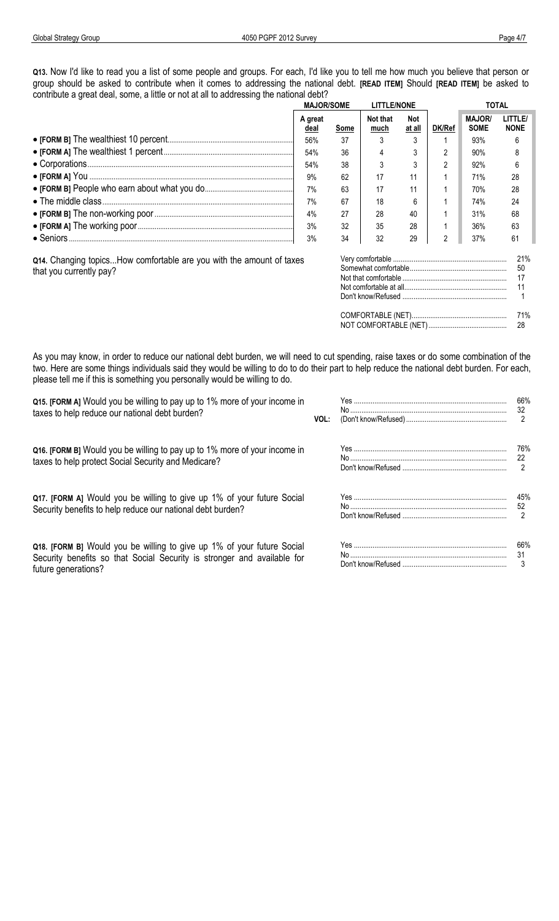**Q13.** Now I'd like to read you a list of some people and groups. For each, I'd like you to tell me how much you believe that person or group should be asked to contribute when it comes to addressing the national debt. **[READ ITEM]** Should **[READ ITEM]** be asked to contribute a great deal, some, a little or not at all to addressing the national debt?

| | MAJOR/SOME | | LITTLE/NONE | | | TOTAL | |
|---|---|---|---|---|---|---|---|
| | A great deal | Some | Not that much | Not at all | DK/Ref | MAJOR/ SOME | LITTLE/ NONE |
| • **[FORM B]** The wealthiest 10 percent | 56% | 37 | 3 | 3 | 1 | 93% | 6 |
| • **[FORM A]** The wealthiest 1 percent | 54% | 36 | 4 | 3 | 2 | 90% | 8 |
| • Corporations | 54% | 38 | 3 | 3 | 2 | 92% | 6 |
| • **[FORM A]** You | 9% | 62 | 17 | 11 | 1 | 71% | 28 |
| • **[FORM B]** People who earn about what you do | 7% | 63 | 17 | 11 | 1 | 70% | 28 |
| • The middle class | 7% | 67 | 18 | 6 | 1 | 74% | 24 |
| • **[FORM B]** The non-working poor | 4% | 27 | 28 | 40 | 1 | 31% | 68 |
| • **[FORM A]** The working poor | 3% | 32 | 35 | 28 | 1 | 36% | 63 |
| • Seniors | 3% | 34 | 32 | 29 | 2 | 37% | 61 |

**Q14.** Changing topics...How comfortable are you with the amount of taxes that you currently pay?

| | |
|---|---|
| Very comfortable | 21% |
| Somewhat comfortable | 50 |
| Not that comfortable | 17 |
| Not comfortable at all | 11 |
| Don't know/Refused | 1 |
| | |
| COMFORTABLE (NET) | 71% |
| NOT COMFORTABLE (NET) | 28 |

As you may know, in order to reduce our national debt burden, we will need to cut spending, raise taxes or do some combination of the two. Here are some things individuals said they would be willing to do to do their part to help reduce the national debt burden. For each, please tell me if this is something you personally would be willing to do.

**Q15. [FORM A]** Would you be willing to pay up to 1% more of your income in taxes to help reduce our national debt burden?

| | |
|---|---|
| Yes | 66% |
| No | 32 |
| VOL: (Don't know/Refused) | 2 |

**Q16. [FORM B]** Would you be willing to pay up to 1% more of your income in taxes to help protect Social Security and Medicare?

| | |
|---|---|
| Yes | 76% |
| No | 22 |
| Don't know/Refused | 2 |

**Q17. [FORM A]** Would you be willing to give up 1% of your future Social Security benefits to help reduce our national debt burden?

| | |
|---|---|
| Yes | 45% |
| No | 52 |
| Don't know/Refused | 2 |

**Q18. [FORM B]** Would you be willing to give up 1% of your future Social Security benefits so that Social Security is stronger and available for future generations?

| | |
|---|---|
| Yes | 66% |
| No | 31 |
| Don't know/Refused | 3 |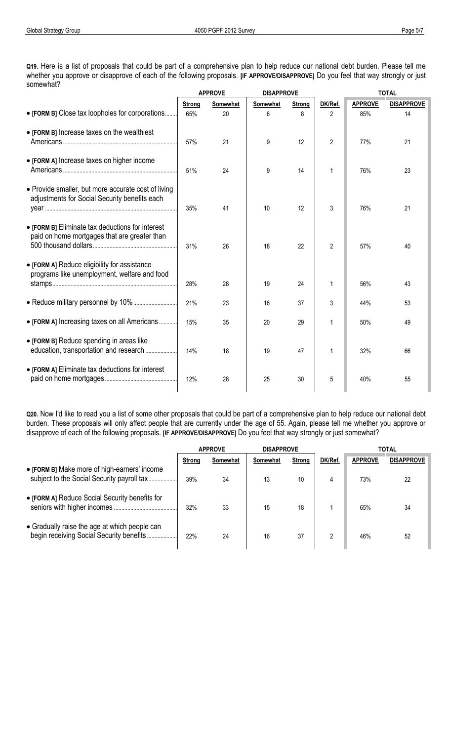**Q19.** Here is a list of proposals that could be part of a comprehensive plan to help reduce our national debt burden. Please tell me whether you approve or disapprove of each of the following proposals. **[IF APPROVE/DISAPPROVE]** Do you feel that way strongly or just somewhat?

| | APPROVE | | DISAPPROVE | | | TOTAL | |
|---|---|---|---|---|---|---|---|
| | Strong | Somewhat | Somewhat | Strong | DK/Ref. | APPROVE | DISAPPROVE |
| • **[FORM B]** Close tax loopholes for corporations | 65% | 20 | 6 | 8 | 2 | 85% | 14 |
| • **[FORM B]** Increase taxes on the wealthiest Americans | 57% | 21 | 9 | 12 | 2 | 77% | 21 |
| • **[FORM A]** Increase taxes on higher income Americans | 51% | 24 | 9 | 14 | 1 | 76% | 23 |
| • Provide smaller, but more accurate cost of living adjustments for Social Security benefits each year | 35% | 41 | 10 | 12 | 3 | 76% | 21 |
| • **[FORM B]** Eliminate tax deductions for interest paid on home mortgages that are greater than 500 thousand dollars | 31% | 26 | 18 | 22 | 2 | 57% | 40 |
| • **[FORM A]** Reduce eligibility for assistance programs like unemployment, welfare and food stamps | 28% | 28 | 19 | 24 | 1 | 56% | 43 |
| • Reduce military personnel by 10% | 21% | 23 | 16 | 37 | 3 | 44% | 53 |
| • **[FORM A]** Increasing taxes on all Americans | 15% | 35 | 20 | 29 | 1 | 50% | 49 |
| • **[FORM B]** Reduce spending in areas like education, transportation and research | 14% | 18 | 19 | 47 | 1 | 32% | 66 |
| • **[FORM A]** Eliminate tax deductions for interest paid on home mortgages | 12% | 28 | 25 | 30 | 5 | 40% | 55 |

**Q20.** Now I'd like to read you a list of some other proposals that could be part of a comprehensive plan to help reduce our national debt burden. These proposals will only affect people that are currently under the age of 55. Again, please tell me whether you approve or disapprove of each of the following proposals. **[IF APPROVE/DISAPPROVE]** Do you feel that way strongly or just somewhat?

| | APPROVE | | DISAPPROVE | | | TOTAL | |
|---|---|---|---|---|---|---|---|
| | Strong | Somewhat | Somewhat | Strong | DK/Ref. | APPROVE | DISAPPROVE |
| • **[FORM B]** Make more of high-earners' income subject to the Social Security payroll tax | 39% | 34 | 13 | 10 | 4 | 73% | 22 |
| • **[FORM A]** Reduce Social Security benefits for seniors with higher incomes | 32% | 33 | 15 | 18 | 1 | 65% | 34 |
| • Gradually raise the age at which people can begin receiving Social Security benefits | 22% | 24 | 16 | 37 | 2 | 46% | 52 |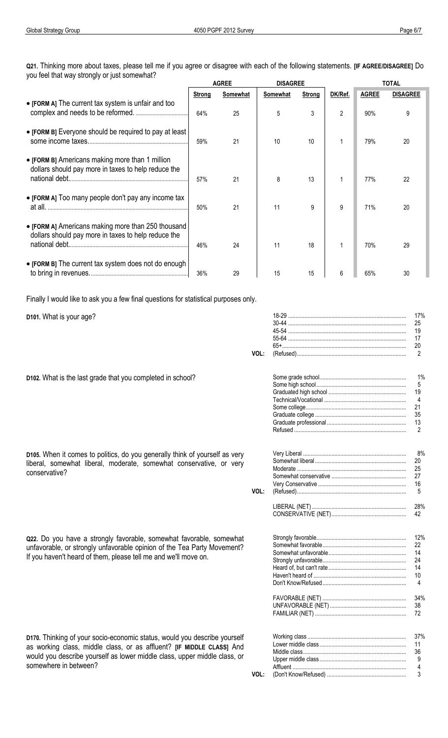**Q21.** Thinking more about taxes, please tell me if you agree or disagree with each of the following statements. **[IF AGREE/DISAGREE]** Do you feel that way strongly or just somewhat?

| | AGREE | | DISAGREE | | | TOTAL | |
|---|---|---|---|---|---|---|---|
| | Strong | Somewhat | Somewhat | Strong | DK/Ref. | AGREE | DISAGREE |
| • **[FORM A]** The current tax system is unfair and too complex and needs to be reformed. | 64% | 25 | 5 | 3 | 2 | 90% | 9 |
| • **[FORM B]** Everyone should be required to pay at least some income taxes. | 59% | 21 | 10 | 10 | 1 | 79% | 20 |
| • **[FORM B]** Americans making more than 1 million dollars should pay more in taxes to help reduce the national debt. | 57% | 21 | 8 | 13 | 1 | 77% | 22 |
| • **[FORM A]** Too many people don't pay any income tax at all. | 50% | 21 | 11 | 9 | 9 | 71% | 20 |
| • **[FORM A]** Americans making more than 250 thousand dollars should pay more in taxes to help reduce the national debt. | 46% | 24 | 11 | 18 | 1 | 70% | 29 |
| • **[FORM B]** The current tax system does not do enough to bring in revenues. | 36% | 29 | 15 | 15 | 6 | 65% | 30 |

Finally I would like to ask you a few final questions for statistical purposes only.

**D101.** What is your age?

| | | |
|---|---|---|
| | 18-29 | 17% |
| | 30-44 | 25 |
| | 45-54 | 19 |
| | 55-64 | 17 |
| | 65+ | 20 |
| VOL: | (Refused) | 2 |

**D102.** What is the last grade that you completed in school?

| | |
|---|---|
| Some grade school | 1% |
| Some high school | 5 |
| Graduated high school | 19 |
| Technical/Vocational | 4 |
| Some college | 21 |
| Graduate college | 35 |
| Graduate professional | 13 |
| Refused | 2 |

**D105.** When it comes to politics, do you generally think of yourself as very liberal, somewhat liberal, moderate, somewhat conservative, or very conservative?

| | | |
|---|---|---|
| | Very Liberal | 8% |
| | Somewhat liberal | 20 |
| | Moderate | 25 |
| | Somewhat conservative | 27 |
| | Very Conservative | 16 |
| VOL: | (Refused) | 5 |
| | LIBERAL (NET) | 28% |
| | CONSERVATIVE (NET) | 42 |

**Q22.** Do you have a strongly favorable, somewhat favorable, somewhat unfavorable, or strongly unfavorable opinion of the Tea Party Movement? If you haven't heard of them, please tell me and we'll move on.

| | |
|---|---|
| Strongly favorable | 12% |
| Somewhat favorable | 22 |
| Somewhat unfavorable | 14 |
| Strongly unfavorable | 24 |
| Heard of, but can't rate | 14 |
| Haven't heard of | 10 |
| Don't Know/Refused | 4 |
| FAVORABLE (NET) | 34% |
| UNFAVORABLE (NET) | 38 |
| FAMILIAR (NET) | 72 |

**D170.** Thinking of your socio-economic status, would you describe yourself as working class, middle class, or as affluent? **[IF MIDDLE CLASS]** And would you describe yourself as lower middle class, upper middle class, or somewhere in between?

| | | |
|---|---|---|
| | Working class | 37% |
| | Lower middle class | 11 |
| | Middle class | 36 |
| | Upper middle class | 9 |
| | Affluent | 4 |
| VOL: | (Don't Know/Refused) | 3 |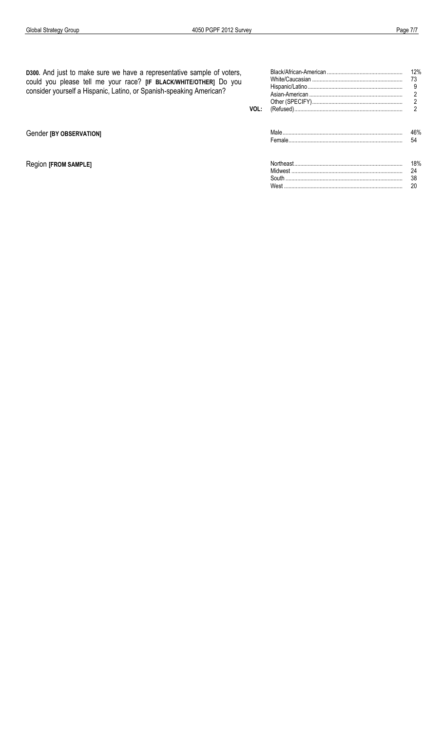**D300.** And just to make sure we have a representative sample of voters, could you please tell me your race? **[IF BLACK/WHITE/OTHER]** Do you consider yourself a Hispanic, Latino, or Spanish-speaking American?

| | | |
|---|---|---|
| | Black/African-American | 12% |
| | White/Caucasian | 73 |
| | Hispanic/Latino | 9 |
| | Asian-American | 2 |
| | Other (SPECIFY) | 2 |
| **VOL:** | (Refused) | 2 |

Gender **[BY OBSERVATION]**

| | |
|---|---|
| Male | 46% |
| Female | 54 |

Region **[FROM SAMPLE]**

| | |
|---|---|
| Northeast | 18% |
| Midwest | 24 |
| South | 38 |
| West | 20 |